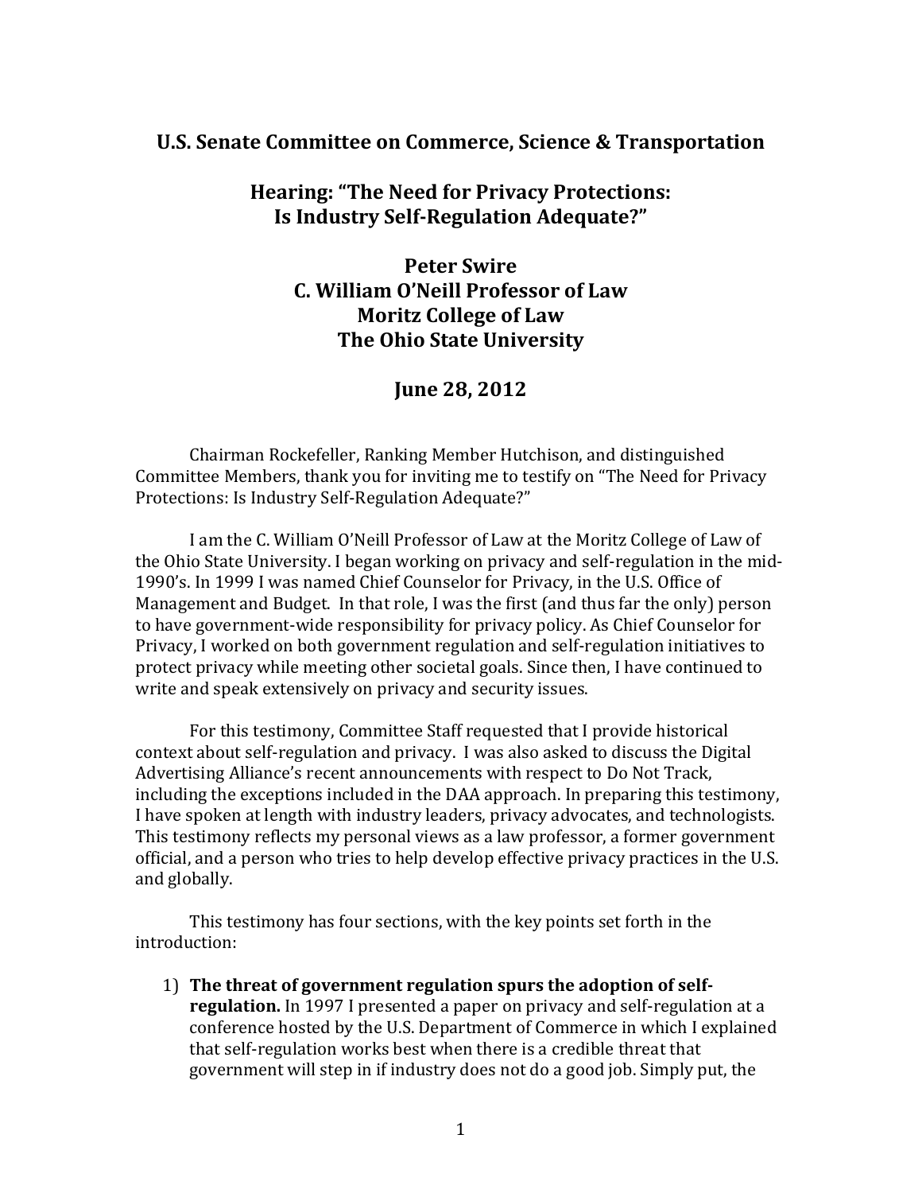## U.S. Senate Committee on Commerce, Science & Transportation

## Hearing: "The Need for Privacy Protections: Is Industry Self-Regulation Adequate?"

**Peter Swire**
**C. William O'Neill Professor of Law**
**Moritz College of Law**
**The Ohio State University**

**June 28, 2012**

Chairman Rockefeller, Ranking Member Hutchison, and distinguished Committee Members, thank you for inviting me to testify on "The Need for Privacy Protections: Is Industry Self-Regulation Adequate?"

I am the C. William O'Neill Professor of Law at the Moritz College of Law of the Ohio State University. I began working on privacy and self-regulation in the mid-1990's. In 1999 I was named Chief Counselor for Privacy, in the U.S. Office of Management and Budget. In that role, I was the first (and thus far the only) person to have government-wide responsibility for privacy policy. As Chief Counselor for Privacy, I worked on both government regulation and self-regulation initiatives to protect privacy while meeting other societal goals. Since then, I have continued to write and speak extensively on privacy and security issues.

For this testimony, Committee Staff requested that I provide historical context about self-regulation and privacy. I was also asked to discuss the Digital Advertising Alliance's recent announcements with respect to Do Not Track, including the exceptions included in the DAA approach. In preparing this testimony, I have spoken at length with industry leaders, privacy advocates, and technologists. This testimony reflects my personal views as a law professor, a former government official, and a person who tries to help develop effective privacy practices in the U.S. and globally.

This testimony has four sections, with the key points set forth in the introduction:

1) **The threat of government regulation spurs the adoption of self-regulation.** In 1997 I presented a paper on privacy and self-regulation at a conference hosted by the U.S. Department of Commerce in which I explained that self-regulation works best when there is a credible threat that government will step in if industry does not do a good job. Simply put, the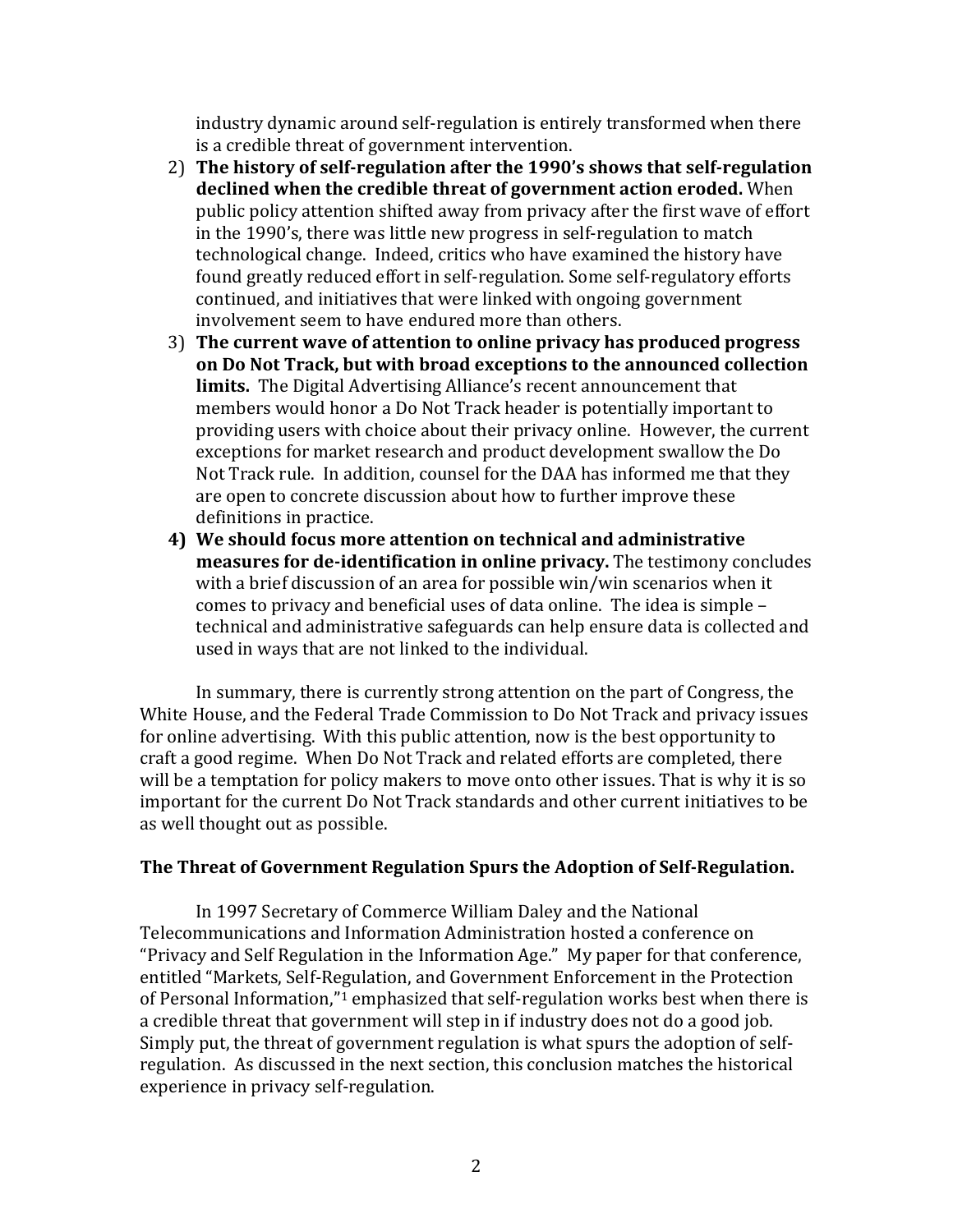industry dynamic around self-regulation is entirely transformed when there is a credible threat of government intervention.

2) **The history of self-regulation after the 1990's shows that self-regulation declined when the credible threat of government action eroded.** When public policy attention shifted away from privacy after the first wave of effort in the 1990's, there was little new progress in self-regulation to match technological change. Indeed, critics who have examined the history have found greatly reduced effort in self-regulation. Some self-regulatory efforts continued, and initiatives that were linked with ongoing government involvement seem to have endured more than others.
3) **The current wave of attention to online privacy has produced progress on Do Not Track, but with broad exceptions to the announced collection limits.** The Digital Advertising Alliance's recent announcement that members would honor a Do Not Track header is potentially important to providing users with choice about their privacy online. However, the current exceptions for market research and product development swallow the Do Not Track rule. In addition, counsel for the DAA has informed me that they are open to concrete discussion about how to further improve these definitions in practice.
4) **We should focus more attention on technical and administrative measures for de-identification in online privacy.** The testimony concludes with a brief discussion of an area for possible win/win scenarios when it comes to privacy and beneficial uses of data online. The idea is simple – technical and administrative safeguards can help ensure data is collected and used in ways that are not linked to the individual.

In summary, there is currently strong attention on the part of Congress, the White House, and the Federal Trade Commission to Do Not Track and privacy issues for online advertising. With this public attention, now is the best opportunity to craft a good regime. When Do Not Track and related efforts are completed, there will be a temptation for policy makers to move onto other issues. That is why it is so important for the current Do Not Track standards and other current initiatives to be as well thought out as possible.

**The Threat of Government Regulation Spurs the Adoption of Self-Regulation.**

In 1997 Secretary of Commerce William Daley and the National Telecommunications and Information Administration hosted a conference on "Privacy and Self Regulation in the Information Age." My paper for that conference, entitled "Markets, Self-Regulation, and Government Enforcement in the Protection of Personal Information,"[1] emphasized that self-regulation works best when there is a credible threat that government will step in if industry does not do a good job. Simply put, the threat of government regulation is what spurs the adoption of self-regulation. As discussed in the next section, this conclusion matches the historical experience in privacy self-regulation.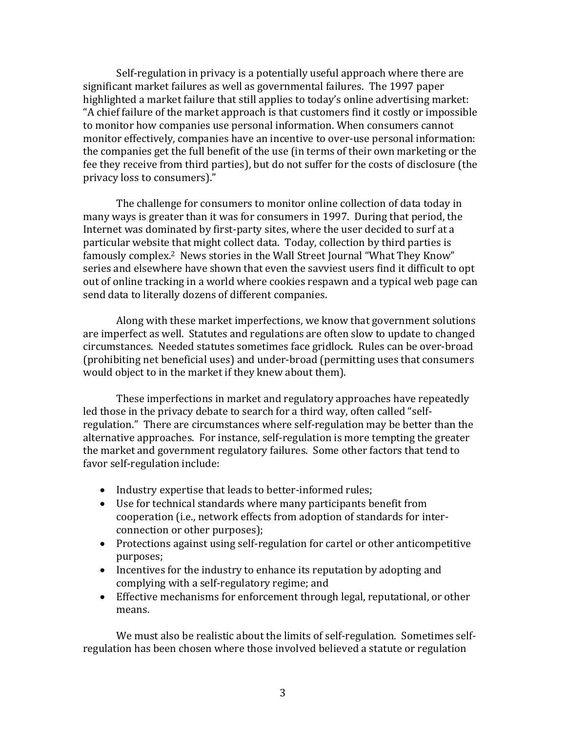Self-regulation in privacy is a potentially useful approach where there are significant market failures as well as governmental failures. The 1997 paper highlighted a market failure that still applies to today's online advertising market: "A chief failure of the market approach is that customers find it costly or impossible to monitor how companies use personal information. When consumers cannot monitor effectively, companies have an incentive to over-use personal information: the companies get the full benefit of the use (in terms of their own marketing or the fee they receive from third parties), but do not suffer for the costs of disclosure (the privacy loss to consumers)."

The challenge for consumers to monitor online collection of data today in many ways is greater than it was for consumers in 1997. During that period, the Internet was dominated by first-party sites, where the user decided to surf at a particular website that might collect data. Today, collection by third parties is famously complex.[2] News stories in the Wall Street Journal "What They Know" series and elsewhere have shown that even the savviest users find it difficult to opt out of online tracking in a world where cookies respawn and a typical web page can send data to literally dozens of different companies.

Along with these market imperfections, we know that government solutions are imperfect as well. Statutes and regulations are often slow to update to changed circumstances. Needed statutes sometimes face gridlock. Rules can be over-broad (prohibiting net beneficial uses) and under-broad (permitting uses that consumers would object to in the market if they knew about them).

These imperfections in market and regulatory approaches have repeatedly led those in the privacy debate to search for a third way, often called "self-regulation." There are circumstances where self-regulation may be better than the alternative approaches. For instance, self-regulation is more tempting the greater the market and government regulatory failures. Some other factors that tend to favor self-regulation include:

- Industry expertise that leads to better-informed rules;
- Use for technical standards where many participants benefit from cooperation (i.e., network effects from adoption of standards for inter-connection or other purposes);
- Protections against using self-regulation for cartel or other anticompetitive purposes;
- Incentives for the industry to enhance its reputation by adopting and complying with a self-regulatory regime; and
- Effective mechanisms for enforcement through legal, reputational, or other means.

We must also be realistic about the limits of self-regulation. Sometimes self-regulation has been chosen where those involved believed a statute or regulation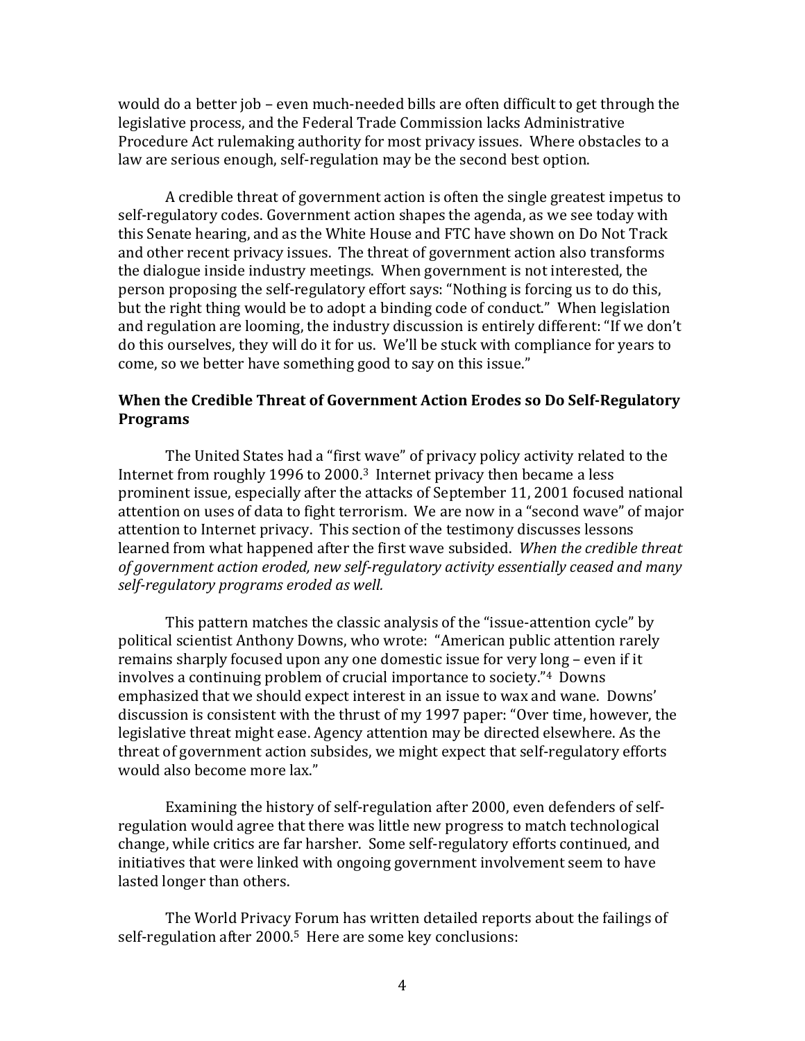would do a better job – even much-needed bills are often difficult to get through the legislative process, and the Federal Trade Commission lacks Administrative Procedure Act rulemaking authority for most privacy issues. Where obstacles to a law are serious enough, self-regulation may be the second best option.

A credible threat of government action is often the single greatest impetus to self-regulatory codes. Government action shapes the agenda, as we see today with this Senate hearing, and as the White House and FTC have shown on Do Not Track and other recent privacy issues. The threat of government action also transforms the dialogue inside industry meetings. When government is not interested, the person proposing the self-regulatory effort says: "Nothing is forcing us to do this, but the right thing would be to adopt a binding code of conduct." When legislation and regulation are looming, the industry discussion is entirely different: "If we don't do this ourselves, they will do it for us. We'll be stuck with compliance for years to come, so we better have something good to say on this issue."

### When the Credible Threat of Government Action Erodes so Do Self-Regulatory Programs

The United States had a "first wave" of privacy policy activity related to the Internet from roughly 1996 to 2000.[3] Internet privacy then became a less prominent issue, especially after the attacks of September 11, 2001 focused national attention on uses of data to fight terrorism. We are now in a "second wave" of major attention to Internet privacy. This section of the testimony discusses lessons learned from what happened after the first wave subsided. *When the credible threat of government action eroded, new self-regulatory activity essentially ceased and many self-regulatory programs eroded as well.*

This pattern matches the classic analysis of the "issue-attention cycle" by political scientist Anthony Downs, who wrote: "American public attention rarely remains sharply focused upon any one domestic issue for very long – even if it involves a continuing problem of crucial importance to society."[4] Downs emphasized that we should expect interest in an issue to wax and wane. Downs' discussion is consistent with the thrust of my 1997 paper: "Over time, however, the legislative threat might ease. Agency attention may be directed elsewhere. As the threat of government action subsides, we might expect that self-regulatory efforts would also become more lax."

Examining the history of self-regulation after 2000, even defenders of self-regulation would agree that there was little new progress to match technological change, while critics are far harsher. Some self-regulatory efforts continued, and initiatives that were linked with ongoing government involvement seem to have lasted longer than others.

The World Privacy Forum has written detailed reports about the failings of self-regulation after 2000.[5] Here are some key conclusions: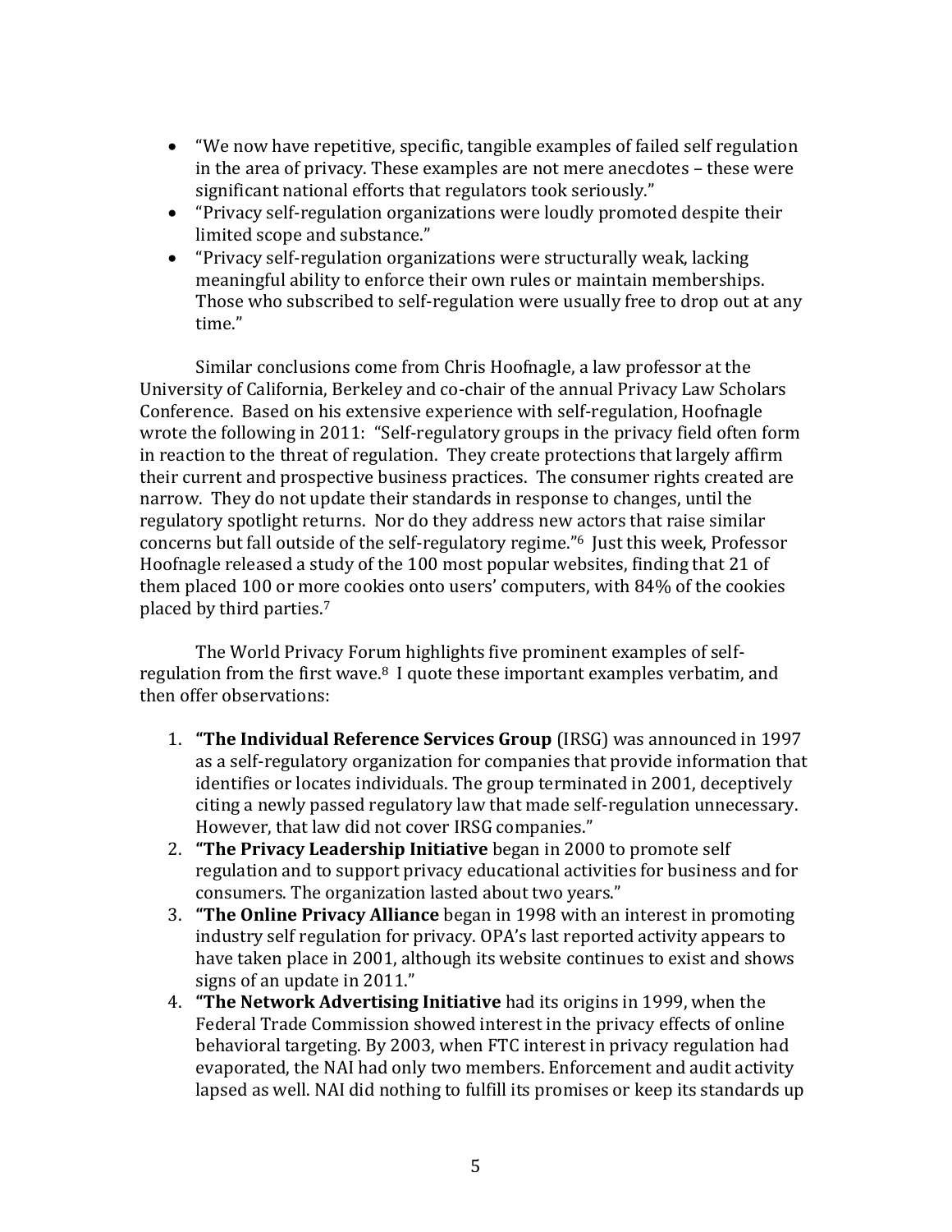- "We now have repetitive, specific, tangible examples of failed self regulation in the area of privacy. These examples are not mere anecdotes – these were significant national efforts that regulators took seriously."
- "Privacy self-regulation organizations were loudly promoted despite their limited scope and substance."
- "Privacy self-regulation organizations were structurally weak, lacking meaningful ability to enforce their own rules or maintain memberships. Those who subscribed to self-regulation were usually free to drop out at any time."

Similar conclusions come from Chris Hoofnagle, a law professor at the University of California, Berkeley and co-chair of the annual Privacy Law Scholars Conference. Based on his extensive experience with self-regulation, Hoofnagle wrote the following in 2011: "Self-regulatory groups in the privacy field often form in reaction to the threat of regulation. They create protections that largely affirm their current and prospective business practices. The consumer rights created are narrow. They do not update their standards in response to changes, until the regulatory spotlight returns. Nor do they address new actors that raise similar concerns but fall outside of the self-regulatory regime."[6] Just this week, Professor Hoofnagle released a study of the 100 most popular websites, finding that 21 of them placed 100 or more cookies onto users' computers, with 84% of the cookies placed by third parties.[7]

The World Privacy Forum highlights five prominent examples of self-regulation from the first wave.[8] I quote these important examples verbatim, and then offer observations:

1. **"The Individual Reference Services Group** (IRSG) was announced in 1997 as a self-regulatory organization for companies that provide information that identifies or locates individuals. The group terminated in 2001, deceptively citing a newly passed regulatory law that made self-regulation unnecessary. However, that law did not cover IRSG companies."
2. **"The Privacy Leadership Initiative** began in 2000 to promote self regulation and to support privacy educational activities for business and for consumers. The organization lasted about two years."
3. **"The Online Privacy Alliance** began in 1998 with an interest in promoting industry self regulation for privacy. OPA's last reported activity appears to have taken place in 2001, although its website continues to exist and shows signs of an update in 2011."
4. **"The Network Advertising Initiative** had its origins in 1999, when the Federal Trade Commission showed interest in the privacy effects of online behavioral targeting. By 2003, when FTC interest in privacy regulation had evaporated, the NAI had only two members. Enforcement and audit activity lapsed as well. NAI did nothing to fulfill its promises or keep its standards up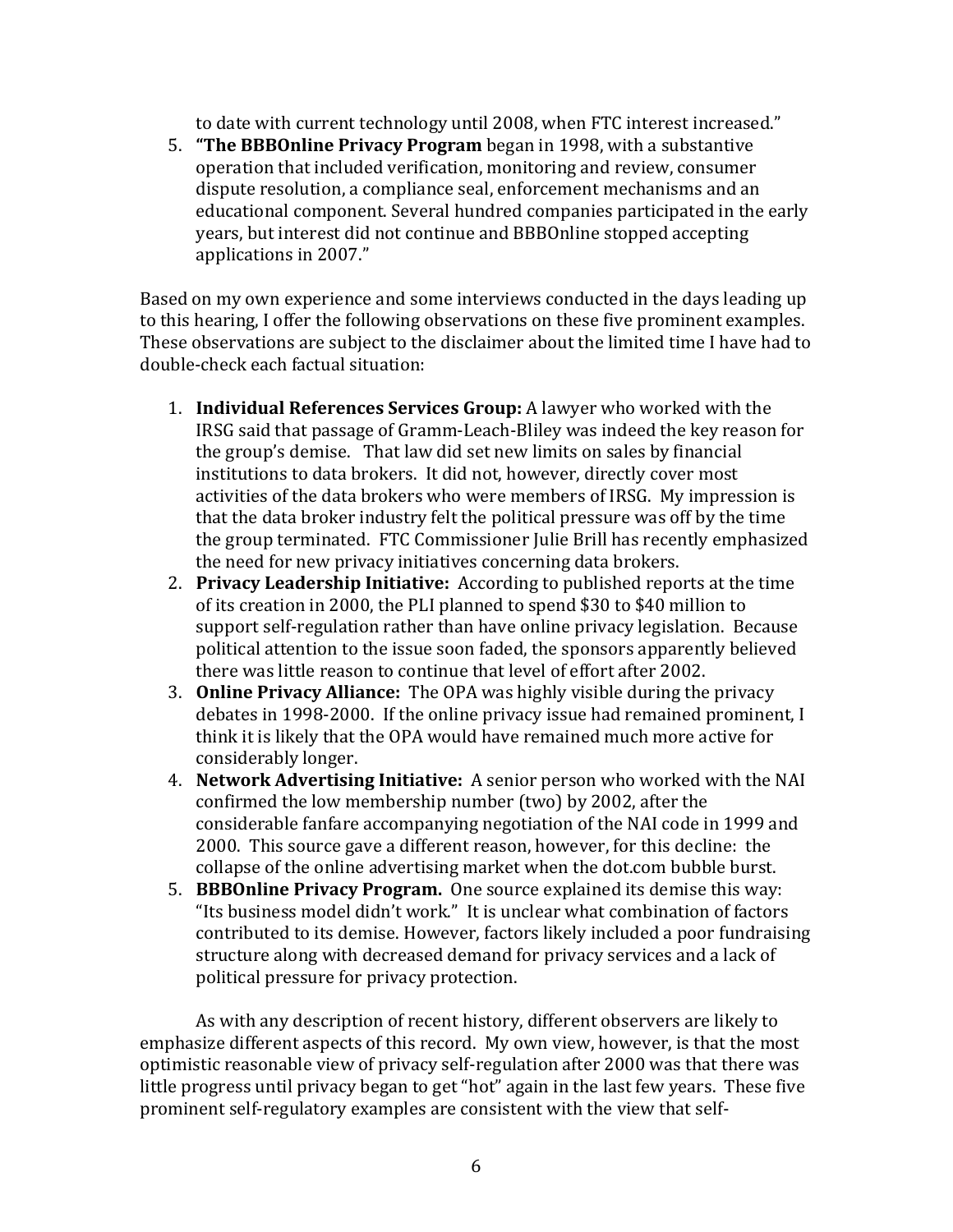to date with current technology until 2008, when FTC interest increased."

5. **"The BBBOnline Privacy Program** began in 1998, with a substantive operation that included verification, monitoring and review, consumer dispute resolution, a compliance seal, enforcement mechanisms and an educational component. Several hundred companies participated in the early years, but interest did not continue and BBBOnline stopped accepting applications in 2007."

Based on my own experience and some interviews conducted in the days leading up to this hearing, I offer the following observations on these five prominent examples. These observations are subject to the disclaimer about the limited time I have had to double-check each factual situation:

1. **Individual References Services Group:** A lawyer who worked with the IRSG said that passage of Gramm-Leach-Bliley was indeed the key reason for the group's demise. That law did set new limits on sales by financial institutions to data brokers. It did not, however, directly cover most activities of the data brokers who were members of IRSG. My impression is that the data broker industry felt the political pressure was off by the time the group terminated. FTC Commissioner Julie Brill has recently emphasized the need for new privacy initiatives concerning data brokers.
2. **Privacy Leadership Initiative:** According to published reports at the time of its creation in 2000, the PLI planned to spend $30 to $40 million to support self-regulation rather than have online privacy legislation. Because political attention to the issue soon faded, the sponsors apparently believed there was little reason to continue that level of effort after 2002.
3. **Online Privacy Alliance:** The OPA was highly visible during the privacy debates in 1998-2000. If the online privacy issue had remained prominent, I think it is likely that the OPA would have remained much more active for considerably longer.
4. **Network Advertising Initiative:** A senior person who worked with the NAI confirmed the low membership number (two) by 2002, after the considerable fanfare accompanying negotiation of the NAI code in 1999 and 2000. This source gave a different reason, however, for this decline: the collapse of the online advertising market when the dot.com bubble burst.
5. **BBBOnline Privacy Program.** One source explained its demise this way: "Its business model didn't work." It is unclear what combination of factors contributed to its demise. However, factors likely included a poor fundraising structure along with decreased demand for privacy services and a lack of political pressure for privacy protection.

As with any description of recent history, different observers are likely to emphasize different aspects of this record. My own view, however, is that the most optimistic reasonable view of privacy self-regulation after 2000 was that there was little progress until privacy began to get "hot" again in the last few years. These five prominent self-regulatory examples are consistent with the view that self-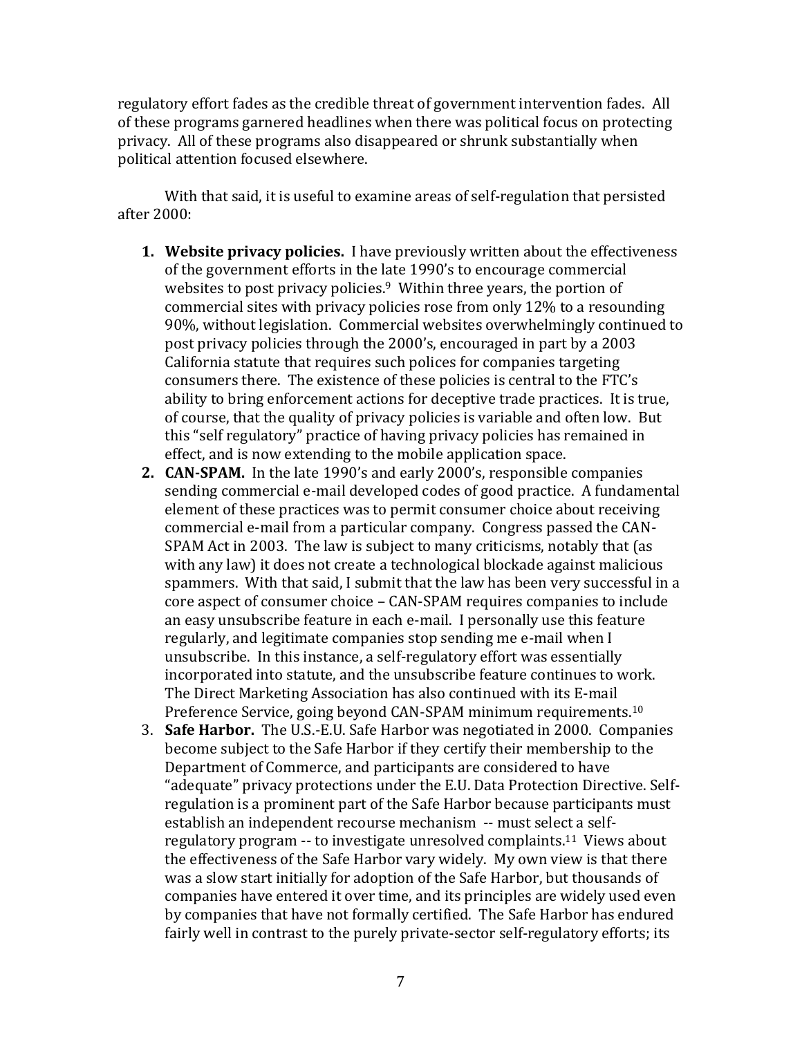regulatory effort fades as the credible threat of government intervention fades. All of these programs garnered headlines when there was political focus on protecting privacy. All of these programs also disappeared or shrunk substantially when political attention focused elsewhere.

With that said, it is useful to examine areas of self-regulation that persisted after 2000:

1. **Website privacy policies.** I have previously written about the effectiveness of the government efforts in the late 1990's to encourage commercial websites to post privacy policies.[9] Within three years, the portion of commercial sites with privacy policies rose from only 12% to a resounding 90%, without legislation. Commercial websites overwhelmingly continued to post privacy policies through the 2000's, encouraged in part by a 2003 California statute that requires such polices for companies targeting consumers there. The existence of these policies is central to the FTC's ability to bring enforcement actions for deceptive trade practices. It is true, of course, that the quality of privacy policies is variable and often low. But this "self regulatory" practice of having privacy policies has remained in effect, and is now extending to the mobile application space.
2. **CAN-SPAM.** In the late 1990's and early 2000's, responsible companies sending commercial e-mail developed codes of good practice. A fundamental element of these practices was to permit consumer choice about receiving commercial e-mail from a particular company. Congress passed the CAN-SPAM Act in 2003. The law is subject to many criticisms, notably that (as with any law) it does not create a technological blockade against malicious spammers. With that said, I submit that the law has been very successful in a core aspect of consumer choice – CAN-SPAM requires companies to include an easy unsubscribe feature in each e-mail. I personally use this feature regularly, and legitimate companies stop sending me e-mail when I unsubscribe. In this instance, a self-regulatory effort was essentially incorporated into statute, and the unsubscribe feature continues to work. The Direct Marketing Association has also continued with its E-mail Preference Service, going beyond CAN-SPAM minimum requirements.[10]
3. **Safe Harbor.** The U.S.-E.U. Safe Harbor was negotiated in 2000. Companies become subject to the Safe Harbor if they certify their membership to the Department of Commerce, and participants are considered to have "adequate" privacy protections under the E.U. Data Protection Directive. Self-regulation is a prominent part of the Safe Harbor because participants must establish an independent recourse mechanism -- must select a self-regulatory program -- to investigate unresolved complaints.[11] Views about the effectiveness of the Safe Harbor vary widely. My own view is that there was a slow start initially for adoption of the Safe Harbor, but thousands of companies have entered it over time, and its principles are widely used even by companies that have not formally certified. The Safe Harbor has endured fairly well in contrast to the purely private-sector self-regulatory efforts; its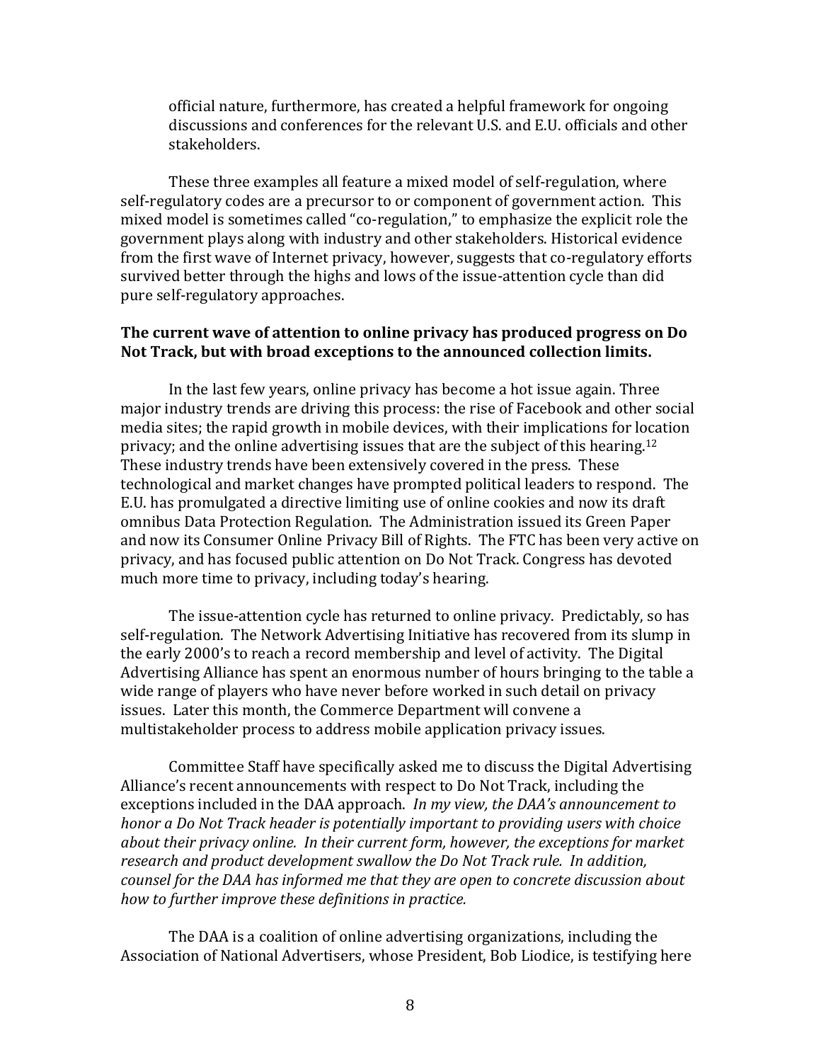official nature, furthermore, has created a helpful framework for ongoing discussions and conferences for the relevant U.S. and E.U. officials and other stakeholders.

These three examples all feature a mixed model of self-regulation, where self-regulatory codes are a precursor to or component of government action. This mixed model is sometimes called "co-regulation," to emphasize the explicit role the government plays along with industry and other stakeholders. Historical evidence from the first wave of Internet privacy, however, suggests that co-regulatory efforts survived better through the highs and lows of the issue-attention cycle than did pure self-regulatory approaches.

**The current wave of attention to online privacy has produced progress on Do Not Track, but with broad exceptions to the announced collection limits.**

In the last few years, online privacy has become a hot issue again. Three major industry trends are driving this process: the rise of Facebook and other social media sites; the rapid growth in mobile devices, with their implications for location privacy; and the online advertising issues that are the subject of this hearing.[12] These industry trends have been extensively covered in the press. These technological and market changes have prompted political leaders to respond. The E.U. has promulgated a directive limiting use of online cookies and now its draft omnibus Data Protection Regulation. The Administration issued its Green Paper and now its Consumer Online Privacy Bill of Rights. The FTC has been very active on privacy, and has focused public attention on Do Not Track. Congress has devoted much more time to privacy, including today's hearing.

The issue-attention cycle has returned to online privacy. Predictably, so has self-regulation. The Network Advertising Initiative has recovered from its slump in the early 2000's to reach a record membership and level of activity. The Digital Advertising Alliance has spent an enormous number of hours bringing to the table a wide range of players who have never before worked in such detail on privacy issues. Later this month, the Commerce Department will convene a multistakeholder process to address mobile application privacy issues.

Committee Staff have specifically asked me to discuss the Digital Advertising Alliance's recent announcements with respect to Do Not Track, including the exceptions included in the DAA approach. *In my view, the DAA's announcement to honor a Do Not Track header is potentially important to providing users with choice about their privacy online. In their current form, however, the exceptions for market research and product development swallow the Do Not Track rule. In addition, counsel for the DAA has informed me that they are open to concrete discussion about how to further improve these definitions in practice.*

The DAA is a coalition of online advertising organizations, including the Association of National Advertisers, whose President, Bob Liodice, is testifying here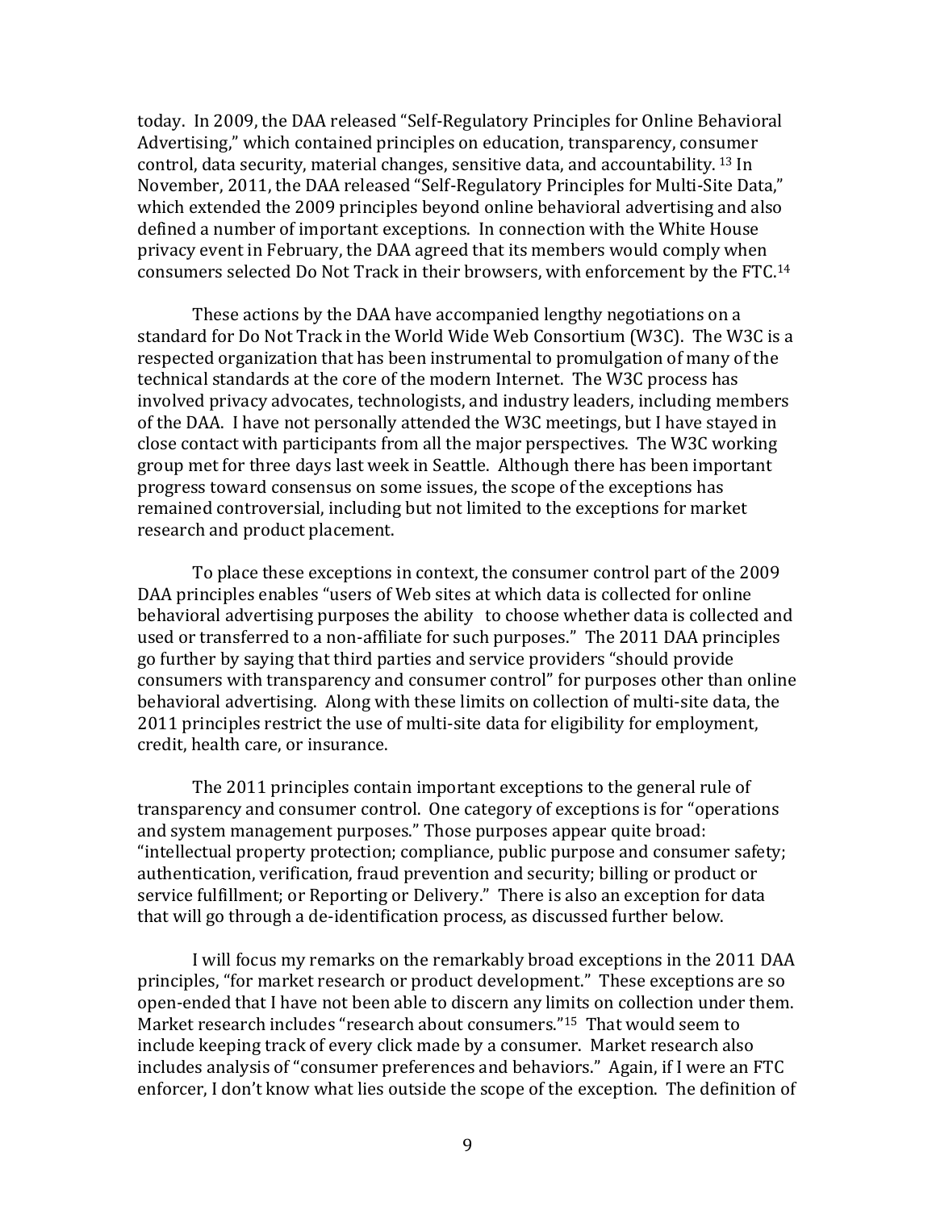today. In 2009, the DAA released "Self-Regulatory Principles for Online Behavioral Advertising," which contained principles on education, transparency, consumer control, data security, material changes, sensitive data, and accountability. [13] In November, 2011, the DAA released "Self-Regulatory Principles for Multi-Site Data," which extended the 2009 principles beyond online behavioral advertising and also defined a number of important exceptions. In connection with the White House privacy event in February, the DAA agreed that its members would comply when consumers selected Do Not Track in their browsers, with enforcement by the FTC.[14]

These actions by the DAA have accompanied lengthy negotiations on a standard for Do Not Track in the World Wide Web Consortium (W3C). The W3C is a respected organization that has been instrumental to promulgation of many of the technical standards at the core of the modern Internet. The W3C process has involved privacy advocates, technologists, and industry leaders, including members of the DAA. I have not personally attended the W3C meetings, but I have stayed in close contact with participants from all the major perspectives. The W3C working group met for three days last week in Seattle. Although there has been important progress toward consensus on some issues, the scope of the exceptions has remained controversial, including but not limited to the exceptions for market research and product placement.

To place these exceptions in context, the consumer control part of the 2009 DAA principles enables "users of Web sites at which data is collected for online behavioral advertising purposes the ability to choose whether data is collected and used or transferred to a non-affiliate for such purposes." The 2011 DAA principles go further by saying that third parties and service providers "should provide consumers with transparency and consumer control" for purposes other than online behavioral advertising. Along with these limits on collection of multi-site data, the 2011 principles restrict the use of multi-site data for eligibility for employment, credit, health care, or insurance.

The 2011 principles contain important exceptions to the general rule of transparency and consumer control. One category of exceptions is for "operations and system management purposes." Those purposes appear quite broad: "intellectual property protection; compliance, public purpose and consumer safety; authentication, verification, fraud prevention and security; billing or product or service fulfillment; or Reporting or Delivery." There is also an exception for data that will go through a de-identification process, as discussed further below.

I will focus my remarks on the remarkably broad exceptions in the 2011 DAA principles, "for market research or product development." These exceptions are so open-ended that I have not been able to discern any limits on collection under them. Market research includes "research about consumers."[15] That would seem to include keeping track of every click made by a consumer. Market research also includes analysis of "consumer preferences and behaviors." Again, if I were an FTC enforcer, I don't know what lies outside the scope of the exception. The definition of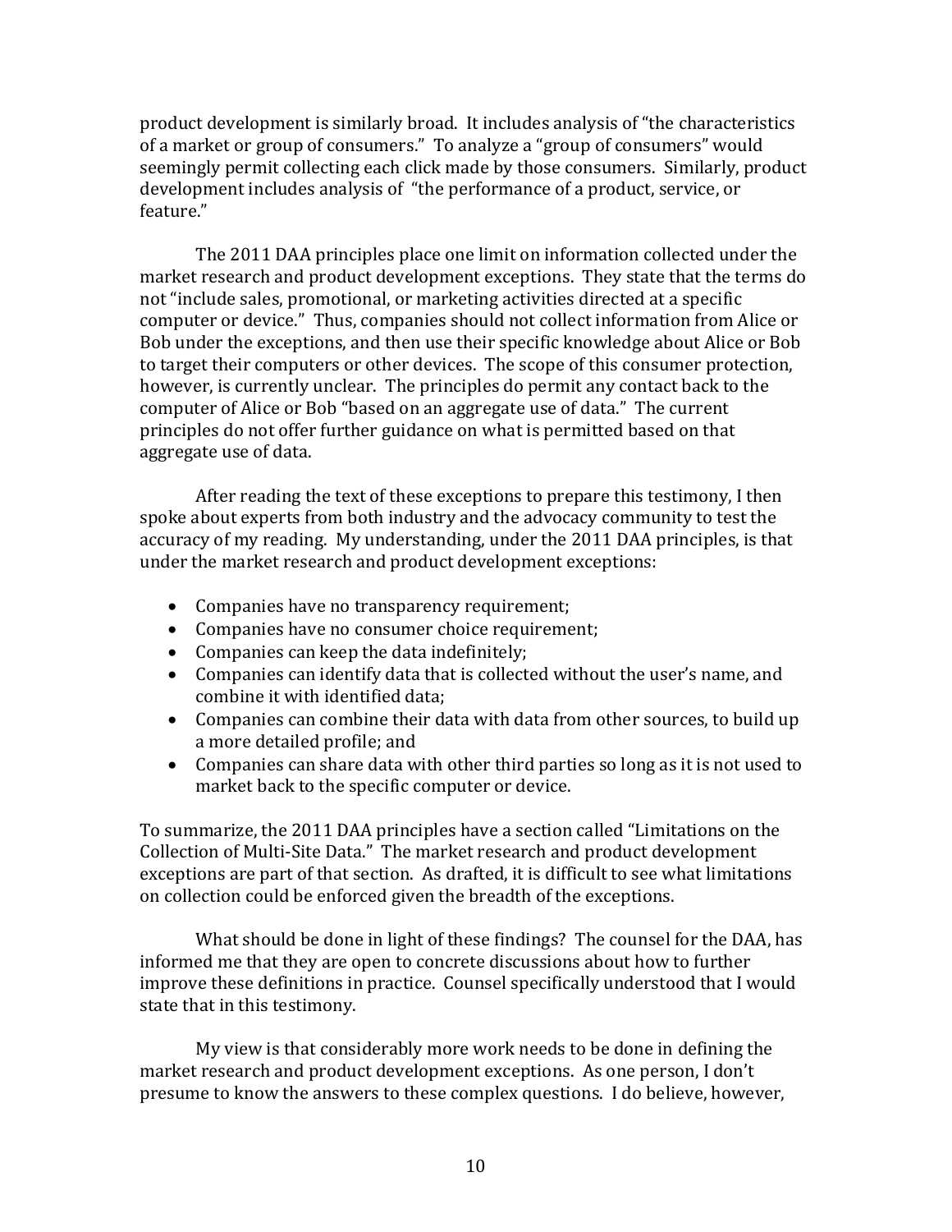product development is similarly broad. It includes analysis of "the characteristics of a market or group of consumers." To analyze a "group of consumers" would seemingly permit collecting each click made by those consumers. Similarly, product development includes analysis of "the performance of a product, service, or feature."

The 2011 DAA principles place one limit on information collected under the market research and product development exceptions. They state that the terms do not "include sales, promotional, or marketing activities directed at a specific computer or device." Thus, companies should not collect information from Alice or Bob under the exceptions, and then use their specific knowledge about Alice or Bob to target their computers or other devices. The scope of this consumer protection, however, is currently unclear. The principles do permit any contact back to the computer of Alice or Bob "based on an aggregate use of data." The current principles do not offer further guidance on what is permitted based on that aggregate use of data.

After reading the text of these exceptions to prepare this testimony, I then spoke about experts from both industry and the advocacy community to test the accuracy of my reading. My understanding, under the 2011 DAA principles, is that under the market research and product development exceptions:

- Companies have no transparency requirement;
- Companies have no consumer choice requirement;
- Companies can keep the data indefinitely;
- Companies can identify data that is collected without the user's name, and combine it with identified data;
- Companies can combine their data with data from other sources, to build up a more detailed profile; and
- Companies can share data with other third parties so long as it is not used to market back to the specific computer or device.

To summarize, the 2011 DAA principles have a section called "Limitations on the Collection of Multi-Site Data." The market research and product development exceptions are part of that section. As drafted, it is difficult to see what limitations on collection could be enforced given the breadth of the exceptions.

What should be done in light of these findings? The counsel for the DAA, has informed me that they are open to concrete discussions about how to further improve these definitions in practice. Counsel specifically understood that I would state that in this testimony.

My view is that considerably more work needs to be done in defining the market research and product development exceptions. As one person, I don't presume to know the answers to these complex questions. I do believe, however,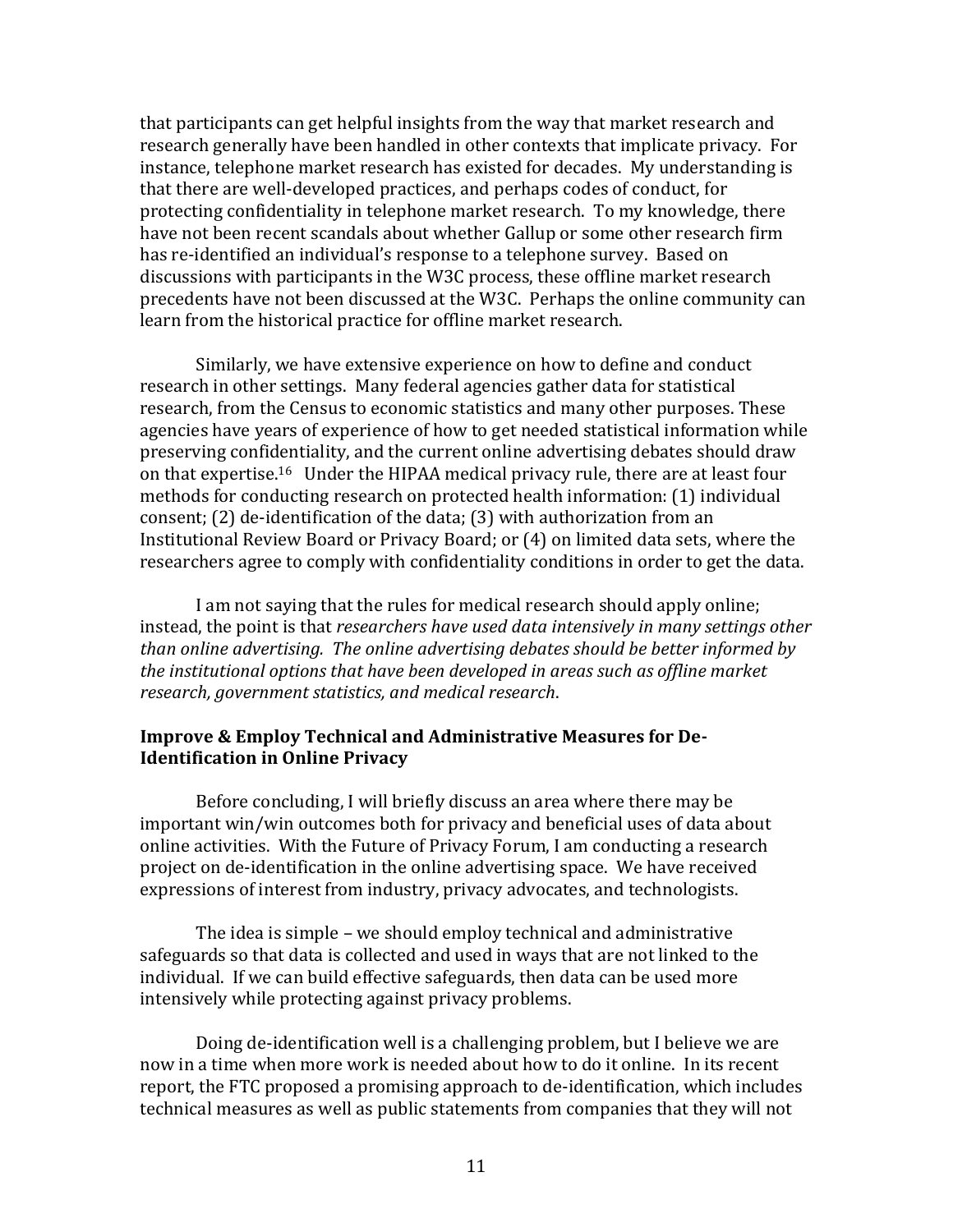that participants can get helpful insights from the way that market research and research generally have been handled in other contexts that implicate privacy. For instance, telephone market research has existed for decades. My understanding is that there are well-developed practices, and perhaps codes of conduct, for protecting confidentiality in telephone market research. To my knowledge, there have not been recent scandals about whether Gallup or some other research firm has re-identified an individual's response to a telephone survey. Based on discussions with participants in the W3C process, these offline market research precedents have not been discussed at the W3C. Perhaps the online community can learn from the historical practice for offline market research.

Similarly, we have extensive experience on how to define and conduct research in other settings. Many federal agencies gather data for statistical research, from the Census to economic statistics and many other purposes. These agencies have years of experience of how to get needed statistical information while preserving confidentiality, and the current online advertising debates should draw on that expertise.[16] Under the HIPAA medical privacy rule, there are at least four methods for conducting research on protected health information: (1) individual consent; (2) de-identification of the data; (3) with authorization from an Institutional Review Board or Privacy Board; or (4) on limited data sets, where the researchers agree to comply with confidentiality conditions in order to get the data.

I am not saying that the rules for medical research should apply online; instead, the point is that *researchers have used data intensively in many settings other than online advertising. The online advertising debates should be better informed by the institutional options that have been developed in areas such as offline market research, government statistics, and medical research*.

**Improve & Employ Technical and Administrative Measures for De-Identification in Online Privacy**

Before concluding, I will briefly discuss an area where there may be important win/win outcomes both for privacy and beneficial uses of data about online activities. With the Future of Privacy Forum, I am conducting a research project on de-identification in the online advertising space. We have received expressions of interest from industry, privacy advocates, and technologists.

The idea is simple – we should employ technical and administrative safeguards so that data is collected and used in ways that are not linked to the individual. If we can build effective safeguards, then data can be used more intensively while protecting against privacy problems.

Doing de-identification well is a challenging problem, but I believe we are now in a time when more work is needed about how to do it online. In its recent report, the FTC proposed a promising approach to de-identification, which includes technical measures as well as public statements from companies that they will not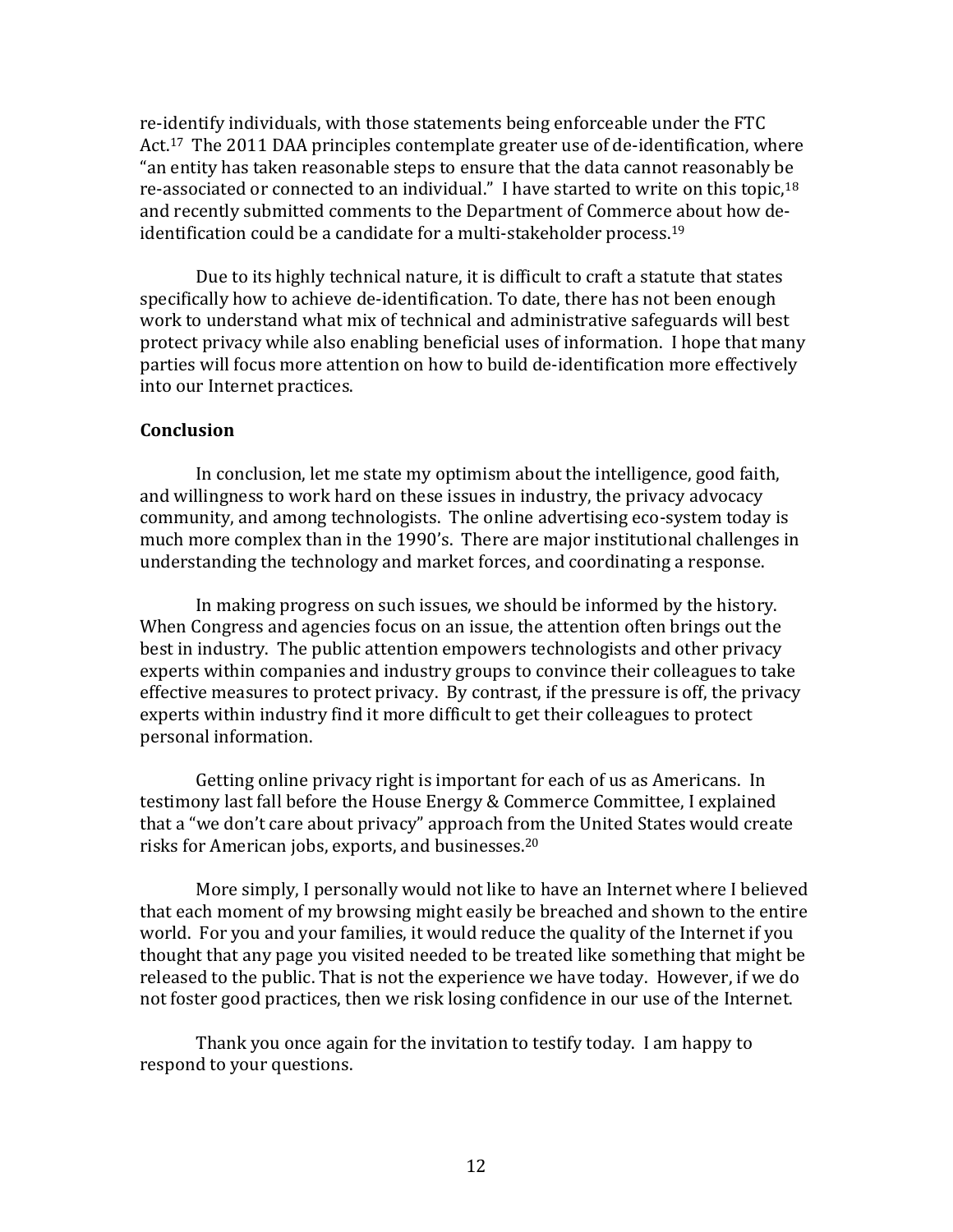re-identify individuals, with those statements being enforceable under the FTC Act.[17] The 2011 DAA principles contemplate greater use of de-identification, where "an entity has taken reasonable steps to ensure that the data cannot reasonably be re-associated or connected to an individual." I have started to write on this topic,[18] and recently submitted comments to the Department of Commerce about how de-identification could be a candidate for a multi-stakeholder process.[19]

Due to its highly technical nature, it is difficult to craft a statute that states specifically how to achieve de-identification. To date, there has not been enough work to understand what mix of technical and administrative safeguards will best protect privacy while also enabling beneficial uses of information. I hope that many parties will focus more attention on how to build de-identification more effectively into our Internet practices.

**Conclusion**

In conclusion, let me state my optimism about the intelligence, good faith, and willingness to work hard on these issues in industry, the privacy advocacy community, and among technologists. The online advertising eco-system today is much more complex than in the 1990's. There are major institutional challenges in understanding the technology and market forces, and coordinating a response.

In making progress on such issues, we should be informed by the history. When Congress and agencies focus on an issue, the attention often brings out the best in industry. The public attention empowers technologists and other privacy experts within companies and industry groups to convince their colleagues to take effective measures to protect privacy. By contrast, if the pressure is off, the privacy experts within industry find it more difficult to get their colleagues to protect personal information.

Getting online privacy right is important for each of us as Americans. In testimony last fall before the House Energy & Commerce Committee, I explained that a "we don't care about privacy" approach from the United States would create risks for American jobs, exports, and businesses.[20]

More simply, I personally would not like to have an Internet where I believed that each moment of my browsing might easily be breached and shown to the entire world. For you and your families, it would reduce the quality of the Internet if you thought that any page you visited needed to be treated like something that might be released to the public. That is not the experience we have today. However, if we do not foster good practices, then we risk losing confidence in our use of the Internet.

Thank you once again for the invitation to testify today. I am happy to respond to your questions.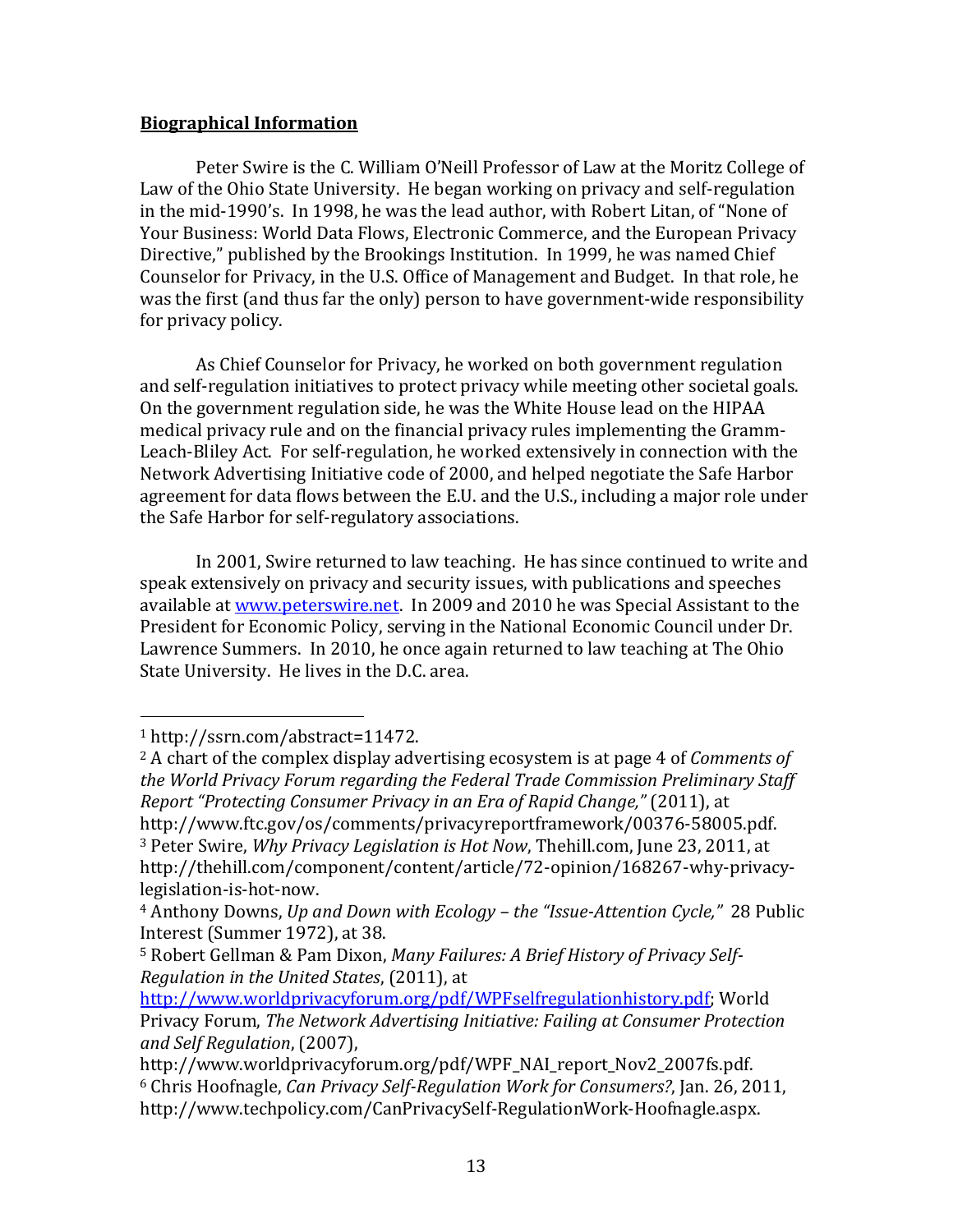**Biographical Information**

Peter Swire is the C. William O'Neill Professor of Law at the Moritz College of Law of the Ohio State University. He began working on privacy and self-regulation in the mid-1990's. In 1998, he was the lead author, with Robert Litan, of "None of Your Business: World Data Flows, Electronic Commerce, and the European Privacy Directive," published by the Brookings Institution. In 1999, he was named Chief Counselor for Privacy, in the U.S. Office of Management and Budget. In that role, he was the first (and thus far the only) person to have government-wide responsibility for privacy policy.

As Chief Counselor for Privacy, he worked on both government regulation and self-regulation initiatives to protect privacy while meeting other societal goals. On the government regulation side, he was the White House lead on the HIPAA medical privacy rule and on the financial privacy rules implementing the Gramm-Leach-Bliley Act. For self-regulation, he worked extensively in connection with the Network Advertising Initiative code of 2000, and helped negotiate the Safe Harbor agreement for data flows between the E.U. and the U.S., including a major role under the Safe Harbor for self-regulatory associations.

In 2001, Swire returned to law teaching. He has since continued to write and speak extensively on privacy and security issues, with publications and speeches available at [www.peterswire.net](http://www.peterswire.net). In 2009 and 2010 he was Special Assistant to the President for Economic Policy, serving in the National Economic Council under Dr. Lawrence Summers. In 2010, he once again returned to law teaching at The Ohio State University. He lives in the D.C. area.

---

[1] http://ssrn.com/abstract=11472.

[2] A chart of the complex display advertising ecosystem is at page 4 of *Comments of the World Privacy Forum regarding the Federal Trade Commission Preliminary Staff Report "Protecting Consumer Privacy in an Era of Rapid Change,"* (2011), at http://www.ftc.gov/os/comments/privacyreportframework/00376-58005.pdf.

[3] Peter Swire, *Why Privacy Legislation is Hot Now*, Thehill.com, June 23, 2011, at http://thehill.com/component/content/article/72-opinion/168267-why-privacy-legislation-is-hot-now.

[4] Anthony Downs, *Up and Down with Ecology – the "Issue-Attention Cycle,"* 28 Public Interest (Summer 1972), at 38.

[5] Robert Gellman & Pam Dixon, *Many Failures: A Brief History of Privacy Self-Regulation in the United States*, (2011), at [http://www.worldprivacyforum.org/pdf/WPFselfregulationhistory.pdf](http://www.worldprivacyforum.org/pdf/WPFselfregulationhistory.pdf); World Privacy Forum, *The Network Advertising Initiative: Failing at Consumer Protection and Self Regulation*, (2007), http://www.worldprivacyforum.org/pdf/WPF_NAI_report_Nov2_2007fs.pdf.

[6] Chris Hoofnagle, *Can Privacy Self-Regulation Work for Consumers?*, Jan. 26, 2011, http://www.techpolicy.com/CanPrivacySelf-RegulationWork-Hoofnagle.aspx.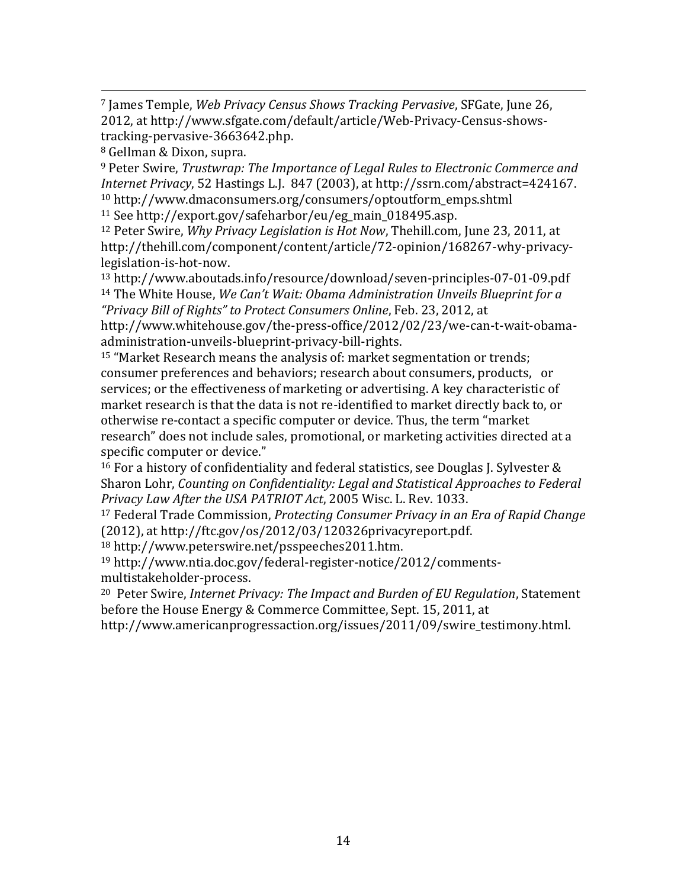[7] James Temple, *Web Privacy Census Shows Tracking Pervasive*, SFGate, June 26, 2012, at http://www.sfgate.com/default/article/Web-Privacy-Census-shows-tracking-pervasive-3663642.php.

[8] Gellman & Dixon, supra.

[9] Peter Swire, *Trustwrap: The Importance of Legal Rules to Electronic Commerce and Internet Privacy*, 52 Hastings L.J. 847 (2003), at http://ssrn.com/abstract=424167.

[10] http://www.dmaconsumers.org/consumers/optoutform_emps.shtml

[11] See http://export.gov/safeharbor/eu/eg_main_018495.asp.

[12] Peter Swire, *Why Privacy Legislation is Hot Now*, Thehill.com, June 23, 2011, at http://thehill.com/component/content/article/72-opinion/168267-why-privacy-legislation-is-hot-now.

[13] http://www.aboutads.info/resource/download/seven-principles-07-01-09.pdf

[14] The White House, *We Can't Wait: Obama Administration Unveils Blueprint for a "Privacy Bill of Rights" to Protect Consumers Online*, Feb. 23, 2012, at http://www.whitehouse.gov/the-press-office/2012/02/23/we-can-t-wait-obama-administration-unveils-blueprint-privacy-bill-rights.

[15] "Market Research means the analysis of: market segmentation or trends; consumer preferences and behaviors; research about consumers, products, or services; or the effectiveness of marketing or advertising. A key characteristic of market research is that the data is not re-identified to market directly back to, or otherwise re-contact a specific computer or device. Thus, the term "market research" does not include sales, promotional, or marketing activities directed at a specific computer or device."

[16] For a history of confidentiality and federal statistics, see Douglas J. Sylvester & Sharon Lohr, *Counting on Confidentiality: Legal and Statistical Approaches to Federal Privacy Law After the USA PATRIOT Act*, 2005 Wisc. L. Rev. 1033.

[17] Federal Trade Commission, *Protecting Consumer Privacy in an Era of Rapid Change* (2012), at http://ftc.gov/os/2012/03/120326privacyreport.pdf.

[18] http://www.peterswire.net/psspeeches2011.htm.

[19] http://www.ntia.doc.gov/federal-register-notice/2012/comments-multistakeholder-process.

[20] Peter Swire, *Internet Privacy: The Impact and Burden of EU Regulation*, Statement before the House Energy & Commerce Committee, Sept. 15, 2011, at http://www.americanprogressaction.org/issues/2011/09/swire_testimony.html.